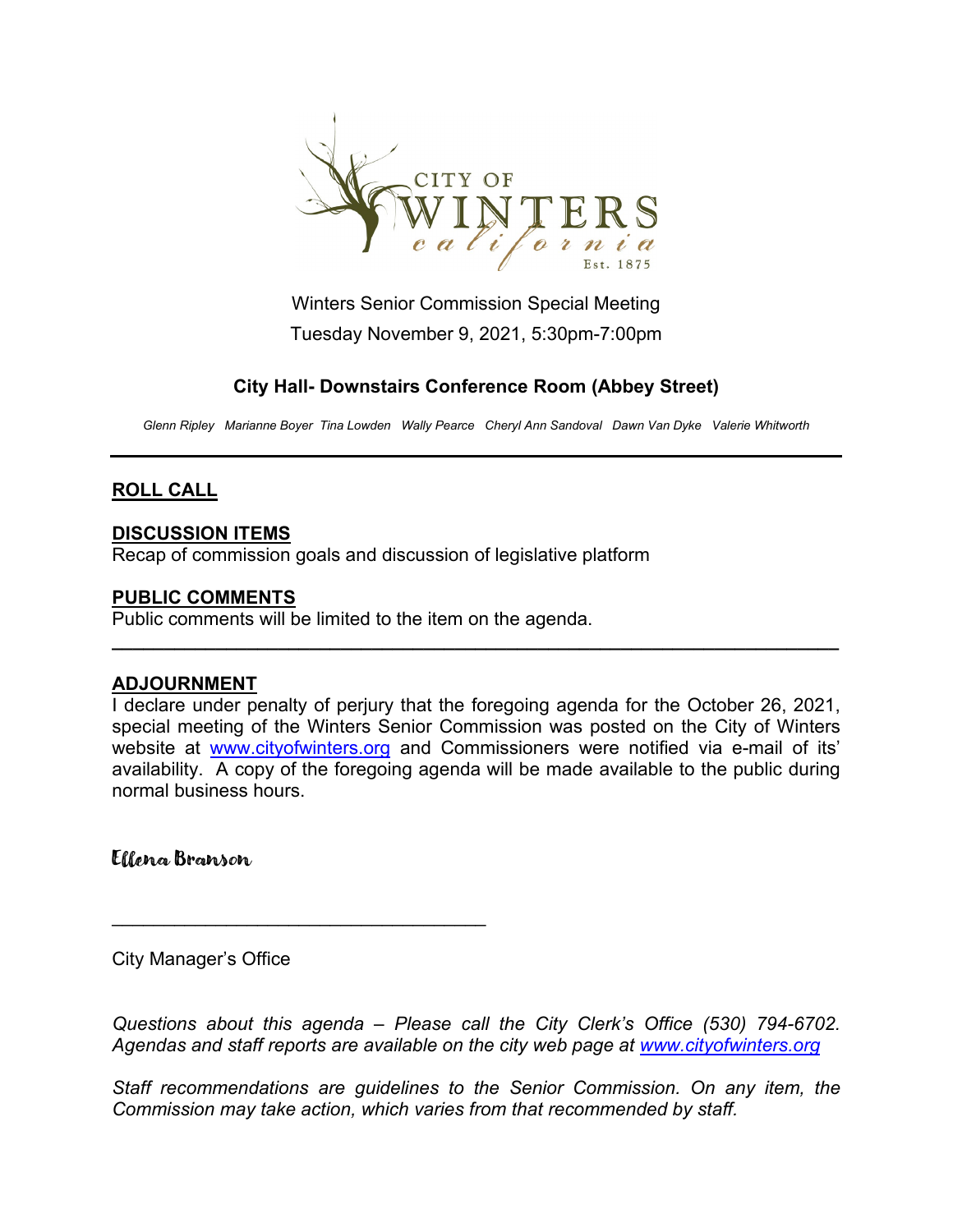CITY OF WINTERS california Est. 1875

Winters Senior Commission Special Meeting

Tuesday November 9, 2021, 5:30pm-7:00pm

**City Hall- Downstairs Conference Room (Abbey Street)**

*Glenn Ripley Marianne Boyer Tina Lowden Wally Pearce Cheryl Ann Sandoval Dawn Van Dyke Valerie Whitworth*

---

## ROLL CALL

## DISCUSSION ITEMS

Recap of commission goals and discussion of legislative platform

## PUBLIC COMMENTS

Public comments will be limited to the item on the agenda.

---

## ADJOURNMENT

I declare under penalty of perjury that the foregoing agenda for the October 26, 2021, special meeting of the Winters Senior Commission was posted on the City of Winters website at www.cityofwinters.org and Commissioners were notified via e-mail of its' availability. A copy of the foregoing agenda will be made available to the public during normal business hours.

Ellena Branson

\_\_\_\_\_\_\_\_\_\_\_\_\_\_\_\_\_\_\_\_\_\_\_\_\_\_\_\_\_\_\_\_\_\_\_\_

City Manager's Office

*Questions about this agenda – Please call the City Clerk's Office (530) 794-6702. Agendas and staff reports are available on the city web page at www.cityofwinters.org*

*Staff recommendations are guidelines to the Senior Commission. On any item, the Commission may take action, which varies from that recommended by staff.*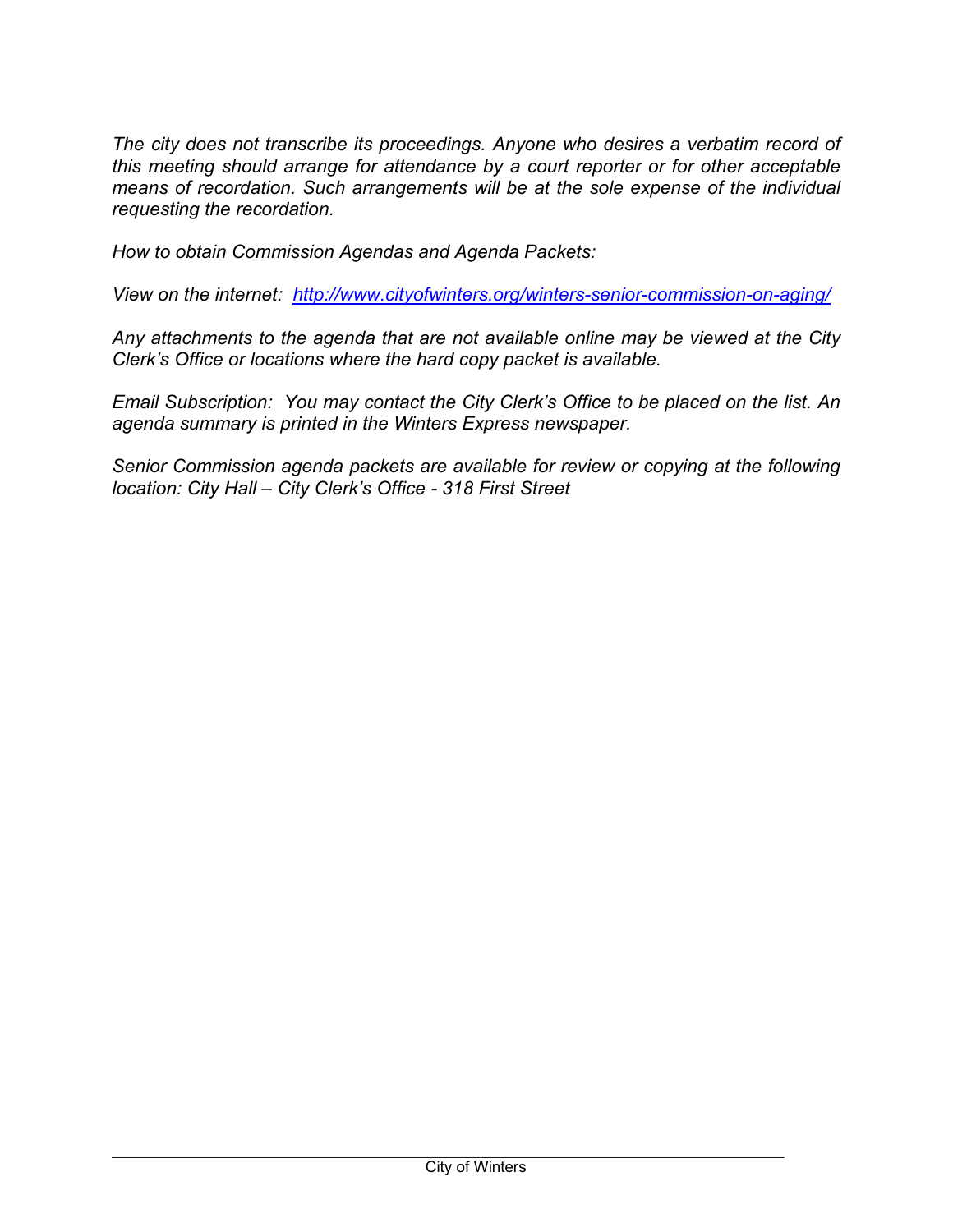*The city does not transcribe its proceedings. Anyone who desires a verbatim record of this meeting should arrange for attendance by a court reporter or for other acceptable means of recordation. Such arrangements will be at the sole expense of the individual requesting the recordation.*

*How to obtain Commission Agendas and Agenda Packets:*

*View on the internet: [http://www.cityofwinters.org/winters-senior-commission-on-aging/](http://www.cityofwinters.org/winters-senior-commission-on-aging/)*

*Any attachments to the agenda that are not available online may be viewed at the City Clerk's Office or locations where the hard copy packet is available.*

*Email Subscription: You may contact the City Clerk's Office to be placed on the list. An agenda summary is printed in the Winters Express newspaper.*

*Senior Commission agenda packets are available for review or copying at the following location: City Hall – City Clerk's Office - 318 First Street*